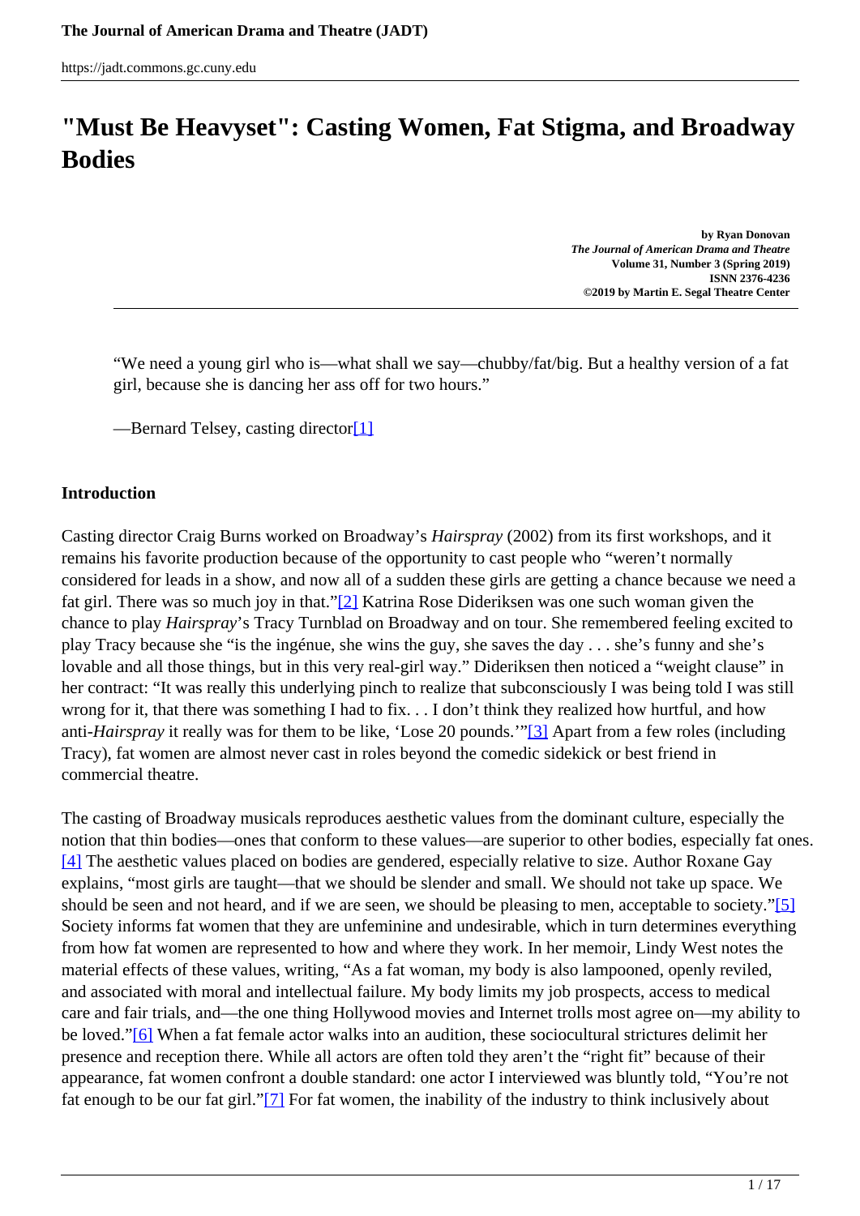# "Must Be Heavyset": Casting Women, Fat Stigma, and Broadway Bodies

**by Ryan Donovan**
***The Journal of American Drama and Theatre***
**Volume 31, Number 3 (Spring 2019)**
**ISSN 2376-4236**
**©2019 by Martin E. Segal Theatre Center**

---

"We need a young girl who is—what shall we say—chubby/fat/big. But a healthy version of a fat girl, because she is dancing her ass off for two hours."

—Bernard Telsey, casting director[1]

**Introduction**

Casting director Craig Burns worked on Broadway's *Hairspray* (2002) from its first workshops, and it remains his favorite production because of the opportunity to cast people who "weren't normally considered for leads in a show, and now all of a sudden these girls are getting a chance because we need a fat girl. There was so much joy in that."[2] Katrina Rose Dideriksen was one such woman given the chance to play *Hairspray*'s Tracy Turnblad on Broadway and on tour. She remembered feeling excited to play Tracy because she "is the ingénue, she wins the guy, she saves the day . . . she's funny and she's lovable and all those things, but in this very real-girl way." Dideriksen then noticed a "weight clause" in her contract: "It was really this underlying pinch to realize that subconsciously I was being told I was still wrong for it, that there was something I had to fix. . . I don't think they realized how hurtful, and how anti-*Hairspray* it really was for them to be like, 'Lose 20 pounds.'"[3] Apart from a few roles (including Tracy), fat women are almost never cast in roles beyond the comedic sidekick or best friend in commercial theatre.

The casting of Broadway musicals reproduces aesthetic values from the dominant culture, especially the notion that thin bodies—ones that conform to these values—are superior to other bodies, especially fat ones.[4] The aesthetic values placed on bodies are gendered, especially relative to size. Author Roxane Gay explains, "most girls are taught—that we should be slender and small. We should not take up space. We should be seen and not heard, and if we are seen, we should be pleasing to men, acceptable to society."[5] Society informs fat women that they are unfeminine and undesirable, which in turn determines everything from how fat women are represented to how and where they work. In her memoir, Lindy West notes the material effects of these values, writing, "As a fat woman, my body is also lampooned, openly reviled, and associated with moral and intellectual failure. My body limits my job prospects, access to medical care and fair trials, and—the one thing Hollywood movies and Internet trolls most agree on—my ability to be loved."[6] When a fat female actor walks into an audition, these sociocultural strictures delimit her presence and reception there. While all actors are often told they aren't the "right fit" because of their appearance, fat women confront a double standard: one actor I interviewed was bluntly told, "You're not fat enough to be our fat girl."[7] For fat women, the inability of the industry to think inclusively about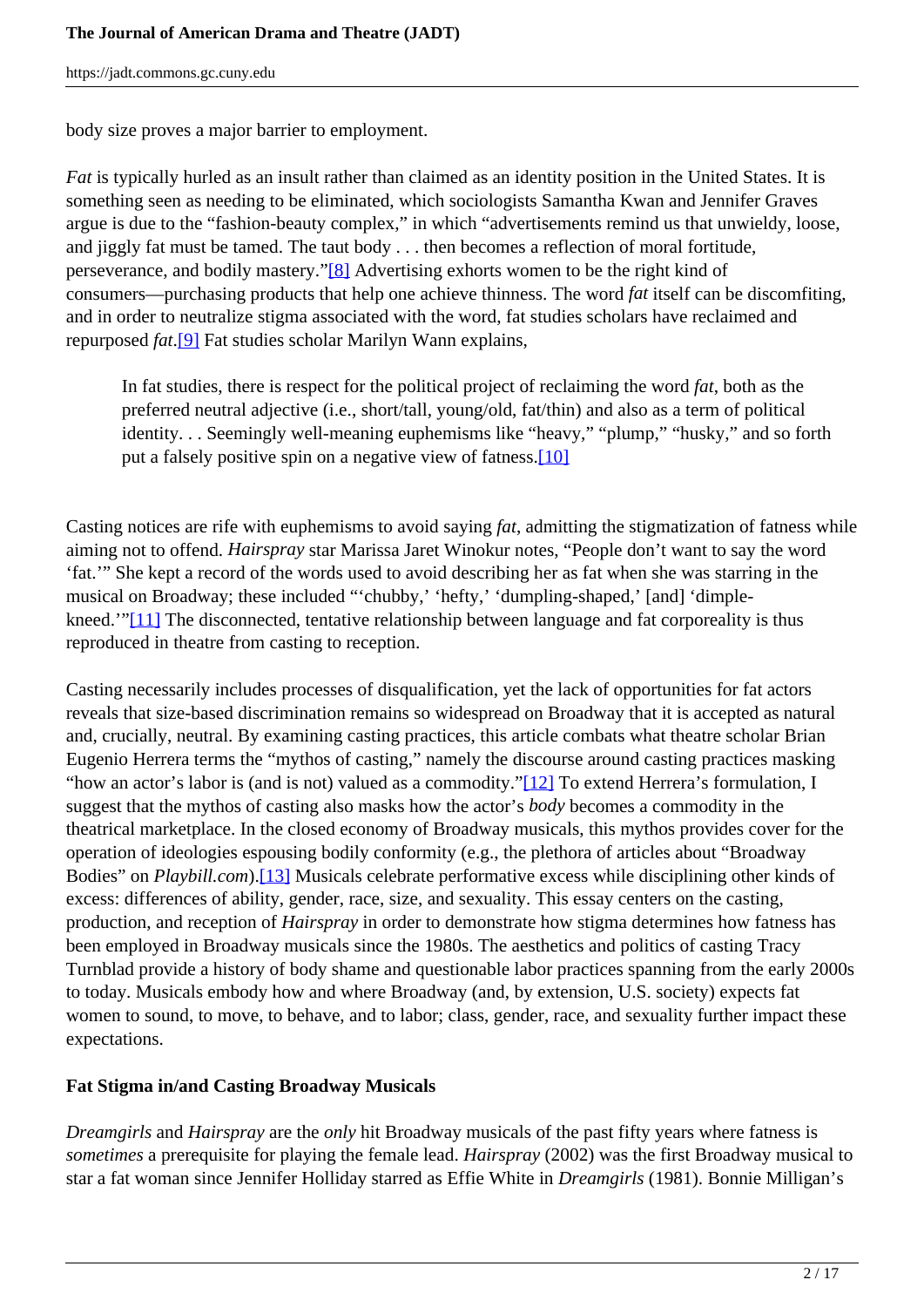body size proves a major barrier to employment.

*Fat* is typically hurled as an insult rather than claimed as an identity position in the United States. It is something seen as needing to be eliminated, which sociologists Samantha Kwan and Jennifer Graves argue is due to the "fashion-beauty complex," in which "advertisements remind us that unwieldy, loose, and jiggly fat must be tamed. The taut body . . . then becomes a reflection of moral fortitude, perseverance, and bodily mastery."[8] Advertising exhorts women to be the right kind of consumers—purchasing products that help one achieve thinness. The word *fat* itself can be discomfiting, and in order to neutralize stigma associated with the word, fat studies scholars have reclaimed and repurposed *fat*.[9] Fat studies scholar Marilyn Wann explains,

> In fat studies, there is respect for the political project of reclaiming the word *fat*, both as the preferred neutral adjective (i.e., short/tall, young/old, fat/thin) and also as a term of political identity. . . Seemingly well-meaning euphemisms like "heavy," "plump," "husky," and so forth put a falsely positive spin on a negative view of fatness.[10]

Casting notices are rife with euphemisms to avoid saying *fat*, admitting the stigmatization of fatness while aiming not to offend. *Hairspray* star Marissa Jaret Winokur notes, "People don't want to say the word 'fat.'" She kept a record of the words used to avoid describing her as fat when she was starring in the musical on Broadway; these included "'chubby,' 'hefty,' 'dumpling-shaped,' [and] 'dimple-kneed.'"[11] The disconnected, tentative relationship between language and fat corporeality is thus reproduced in theatre from casting to reception.

Casting necessarily includes processes of disqualification, yet the lack of opportunities for fat actors reveals that size-based discrimination remains so widespread on Broadway that it is accepted as natural and, crucially, neutral. By examining casting practices, this article combats what theatre scholar Brian Eugenio Herrera terms the "mythos of casting," namely the discourse around casting practices masking "how an actor's labor is (and is not) valued as a commodity."[12] To extend Herrera's formulation, I suggest that the mythos of casting also masks how the actor's *body* becomes a commodity in the theatrical marketplace. In the closed economy of Broadway musicals, this mythos provides cover for the operation of ideologies espousing bodily conformity (e.g., the plethora of articles about "Broadway Bodies" on *Playbill.com*).[13] Musicals celebrate performative excess while disciplining other kinds of excess: differences of ability, gender, race, size, and sexuality. This essay centers on the casting, production, and reception of *Hairspray* in order to demonstrate how stigma determines how fatness has been employed in Broadway musicals since the 1980s. The aesthetics and politics of casting Tracy Turnblad provide a history of body shame and questionable labor practices spanning from the early 2000s to today. Musicals embody how and where Broadway (and, by extension, U.S. society) expects fat women to sound, to move, to behave, and to labor; class, gender, race, and sexuality further impact these expectations.

## Fat Stigma in/and Casting Broadway Musicals

*Dreamgirls* and *Hairspray* are the *only* hit Broadway musicals of the past fifty years where fatness is *sometimes* a prerequisite for playing the female lead. *Hairspray* (2002) was the first Broadway musical to star a fat woman since Jennifer Holliday starred as Effie White in *Dreamgirls* (1981). Bonnie Milligan's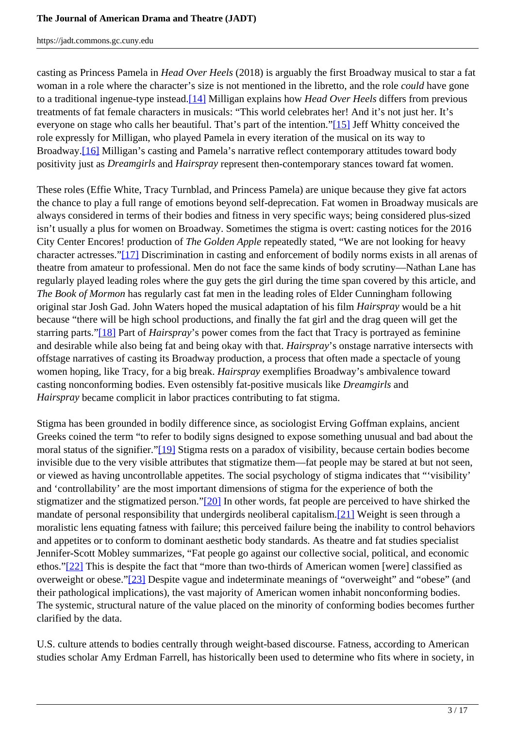casting as Princess Pamela in *Head Over Heels* (2018) is arguably the first Broadway musical to star a fat woman in a role where the character's size is not mentioned in the libretto, and the role *could* have gone to a traditional ingenue-type instead.[14] Milligan explains how *Head Over Heels* differs from previous treatments of fat female characters in musicals: "This world celebrates her! And it's not just her. It's everyone on stage who calls her beautiful. That's part of the intention."[15] Jeff Whitty conceived the role expressly for Milligan, who played Pamela in every iteration of the musical on its way to Broadway.[16] Milligan's casting and Pamela's narrative reflect contemporary attitudes toward body positivity just as *Dreamgirls* and *Hairspray* represent then-contemporary stances toward fat women.

These roles (Effie White, Tracy Turnblad, and Princess Pamela) are unique because they give fat actors the chance to play a full range of emotions beyond self-deprecation. Fat women in Broadway musicals are always considered in terms of their bodies and fitness in very specific ways; being considered plus-sized isn't usually a plus for women on Broadway. Sometimes the stigma is overt: casting notices for the 2016 City Center Encores! production of *The Golden Apple* repeatedly stated, "We are not looking for heavy character actresses."[17] Discrimination in casting and enforcement of bodily norms exists in all arenas of theatre from amateur to professional. Men do not face the same kinds of body scrutiny—Nathan Lane has regularly played leading roles where the guy gets the girl during the time span covered by this article, and *The Book of Mormon* has regularly cast fat men in the leading roles of Elder Cunningham following original star Josh Gad. John Waters hoped the musical adaptation of his film *Hairspray* would be a hit because "there will be high school productions, and finally the fat girl and the drag queen will get the starring parts."[18] Part of *Hairspray*'s power comes from the fact that Tracy is portrayed as feminine and desirable while also being fat and being okay with that. *Hairspray*'s onstage narrative intersects with offstage narratives of casting its Broadway production, a process that often made a spectacle of young women hoping, like Tracy, for a big break. *Hairspray* exemplifies Broadway's ambivalence toward casting nonconforming bodies. Even ostensibly fat-positive musicals like *Dreamgirls* and *Hairspray* became complicit in labor practices contributing to fat stigma.

Stigma has been grounded in bodily difference since, as sociologist Erving Goffman explains, ancient Greeks coined the term "to refer to bodily signs designed to expose something unusual and bad about the moral status of the signifier."[19] Stigma rests on a paradox of visibility, because certain bodies become invisible due to the very visible attributes that stigmatize them—fat people may be stared at but not seen, or viewed as having uncontrollable appetites. The social psychology of stigma indicates that "'visibility' and 'controllability' are the most important dimensions of stigma for the experience of both the stigmatizer and the stigmatized person."[20] In other words, fat people are perceived to have shirked the mandate of personal responsibility that undergirds neoliberal capitalism.[21] Weight is seen through a moralistic lens equating fatness with failure; this perceived failure being the inability to control behaviors and appetites or to conform to dominant aesthetic body standards. As theatre and fat studies specialist Jennifer-Scott Mobley summarizes, "Fat people go against our collective social, political, and economic ethos."[22] This is despite the fact that "more than two-thirds of American women [were] classified as overweight or obese."[23] Despite vague and indeterminate meanings of "overweight" and "obese" (and their pathological implications), the vast majority of American women inhabit nonconforming bodies. The systemic, structural nature of the value placed on the minority of conforming bodies becomes further clarified by the data.

U.S. culture attends to bodies centrally through weight-based discourse. Fatness, according to American studies scholar Amy Erdman Farrell, has historically been used to determine who fits where in society, in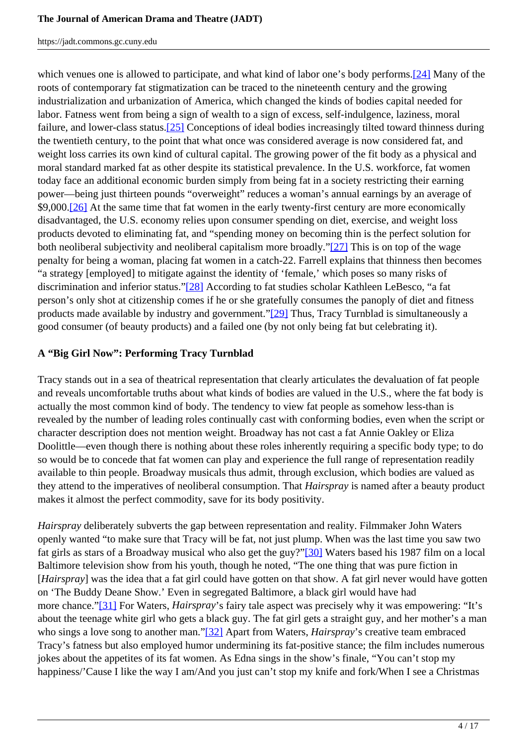which venues one is allowed to participate, and what kind of labor one's body performs.[24] Many of the roots of contemporary fat stigmatization can be traced to the nineteenth century and the growing industrialization and urbanization of America, which changed the kinds of bodies capital needed for labor. Fatness went from being a sign of wealth to a sign of excess, self-indulgence, laziness, moral failure, and lower-class status.[25] Conceptions of ideal bodies increasingly tilted toward thinness during the twentieth century, to the point that what once was considered average is now considered fat, and weight loss carries its own kind of cultural capital. The growing power of the fit body as a physical and moral standard marked fat as other despite its statistical prevalence. In the U.S. workforce, fat women today face an additional economic burden simply from being fat in a society restricting their earning power—being just thirteen pounds "overweight" reduces a woman's annual earnings by an average of $9,000.[26] At the same time that fat women in the early twenty-first century are more economically disadvantaged, the U.S. economy relies upon consumer spending on diet, exercise, and weight loss products devoted to eliminating fat, and "spending money on becoming thin is the perfect solution for both neoliberal subjectivity and neoliberal capitalism more broadly."[27] This is on top of the wage penalty for being a woman, placing fat women in a catch-22. Farrell explains that thinness then becomes "a strategy [employed] to mitigate against the identity of 'female,' which poses so many risks of discrimination and inferior status."[28] According to fat studies scholar Kathleen LeBesco, "a fat person's only shot at citizenship comes if he or she gratefully consumes the panoply of diet and fitness products made available by industry and government."[29] Thus, Tracy Turnblad is simultaneously a good consumer (of beauty products) and a failed one (by not only being fat but celebrating it).

## A "Big Girl Now": Performing Tracy Turnblad

Tracy stands out in a sea of theatrical representation that clearly articulates the devaluation of fat people and reveals uncomfortable truths about what kinds of bodies are valued in the U.S., where the fat body is actually the most common kind of body. The tendency to view fat people as somehow less-than is revealed by the number of leading roles continually cast with conforming bodies, even when the script or character description does not mention weight. Broadway has not cast a fat Annie Oakley or Eliza Doolittle—even though there is nothing about these roles inherently requiring a specific body type; to do so would be to concede that fat women can play and experience the full range of representation readily available to thin people. Broadway musicals thus admit, through exclusion, which bodies are valued as they attend to the imperatives of neoliberal consumption. That *Hairspray* is named after a beauty product makes it almost the perfect commodity, save for its body positivity.

*Hairspray* deliberately subverts the gap between representation and reality. Filmmaker John Waters openly wanted "to make sure that Tracy will be fat, not just plump. When was the last time you saw two fat girls as stars of a Broadway musical who also get the guy?"[30] Waters based his 1987 film on a local Baltimore television show from his youth, though he noted, "The one thing that was pure fiction in [*Hairspray*] was the idea that a fat girl could have gotten on that show. A fat girl never would have gotten on 'The Buddy Deane Show.' Even in segregated Baltimore, a black girl would have had more chance."[31] For Waters, *Hairspray*'s fairy tale aspect was precisely why it was empowering: "It's about the teenage white girl who gets a black guy. The fat girl gets a straight guy, and her mother's a man who sings a love song to another man."[32] Apart from Waters, *Hairspray*'s creative team embraced Tracy's fatness but also employed humor undermining its fat-positive stance; the film includes numerous jokes about the appetites of its fat women. As Edna sings in the show's finale, "You can't stop my happiness/'Cause I like the way I am/And you just can't stop my knife and fork/When I see a Christmas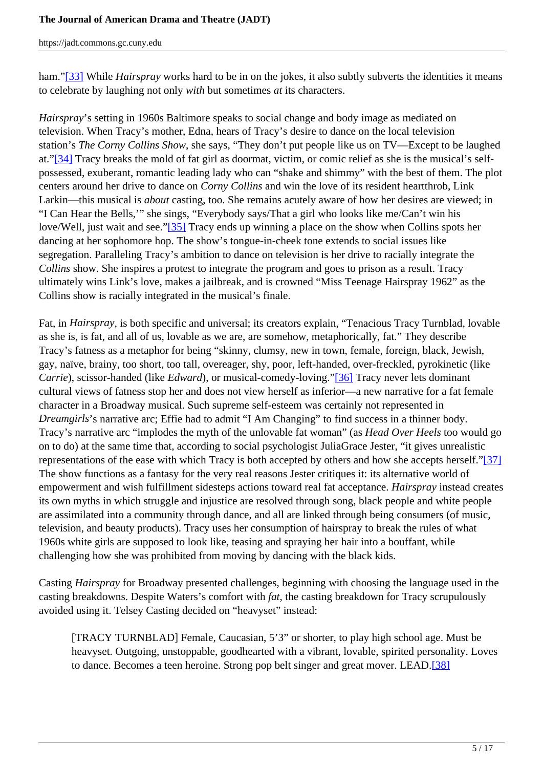ham."[33] While *Hairspray* works hard to be in on the jokes, it also subtly subverts the identities it means to celebrate by laughing not only *with* but sometimes *at* its characters.

*Hairspray*'s setting in 1960s Baltimore speaks to social change and body image as mediated on television. When Tracy's mother, Edna, hears of Tracy's desire to dance on the local television station's *The Corny Collins Show*, she says, "They don't put people like us on TV—Except to be laughed at."[34] Tracy breaks the mold of fat girl as doormat, victim, or comic relief as she is the musical's self-possessed, exuberant, romantic leading lady who can "shake and shimmy" with the best of them. The plot centers around her drive to dance on *Corny Collins* and win the love of its resident heartthrob, Link Larkin—this musical is *about* casting, too. She remains acutely aware of how her desires are viewed; in "I Can Hear the Bells,'" she sings, "Everybody says/That a girl who looks like me/Can't win his love/Well, just wait and see."[35] Tracy ends up winning a place on the show when Collins spots her dancing at her sophomore hop. The show's tongue-in-cheek tone extends to social issues like segregation. Paralleling Tracy's ambition to dance on television is her drive to racially integrate the *Collins* show. She inspires a protest to integrate the program and goes to prison as a result. Tracy ultimately wins Link's love, makes a jailbreak, and is crowned "Miss Teenage Hairspray 1962" as the Collins show is racially integrated in the musical's finale.

Fat, in *Hairspray*, is both specific and universal; its creators explain, "Tenacious Tracy Turnblad, lovable as she is, is fat, and all of us, lovable as we are, are somehow, metaphorically, fat." They describe Tracy's fatness as a metaphor for being "skinny, clumsy, new in town, female, foreign, black, Jewish, gay, naïve, brainy, too short, too tall, overeager, shy, poor, left-handed, over-freckled, pyrokinetic (like *Carrie*), scissor-handed (like *Edward*), or musical-comedy-loving."[36] Tracy never lets dominant cultural views of fatness stop her and does not view herself as inferior—a new narrative for a fat female character in a Broadway musical. Such supreme self-esteem was certainly not represented in *Dreamgirls*'s narrative arc; Effie had to admit "I Am Changing" to find success in a thinner body. Tracy's narrative arc "implodes the myth of the unlovable fat woman" (as *Head Over Heels* too would go on to do) at the same time that, according to social psychologist JuliaGrace Jester, "it gives unrealistic representations of the ease with which Tracy is both accepted by others and how she accepts herself."[37] The show functions as a fantasy for the very real reasons Jester critiques it: its alternative world of empowerment and wish fulfillment sidesteps actions toward real fat acceptance. *Hairspray* instead creates its own myths in which struggle and injustice are resolved through song, black people and white people are assimilated into a community through dance, and all are linked through being consumers (of music, television, and beauty products). Tracy uses her consumption of hairspray to break the rules of what 1960s white girls are supposed to look like, teasing and spraying her hair into a bouffant, while challenging how she was prohibited from moving by dancing with the black kids.

Casting *Hairspray* for Broadway presented challenges, beginning with choosing the language used in the casting breakdowns. Despite Waters's comfort with *fat*, the casting breakdown for Tracy scrupulously avoided using it. Telsey Casting decided on "heavyset" instead:

> [TRACY TURNBLAD] Female, Caucasian, 5'3" or shorter, to play high school age. Must be heavyset. Outgoing, unstoppable, goodhearted with a vibrant, lovable, spirited personality. Loves to dance. Becomes a teen heroine. Strong pop belt singer and great mover. LEAD.[38]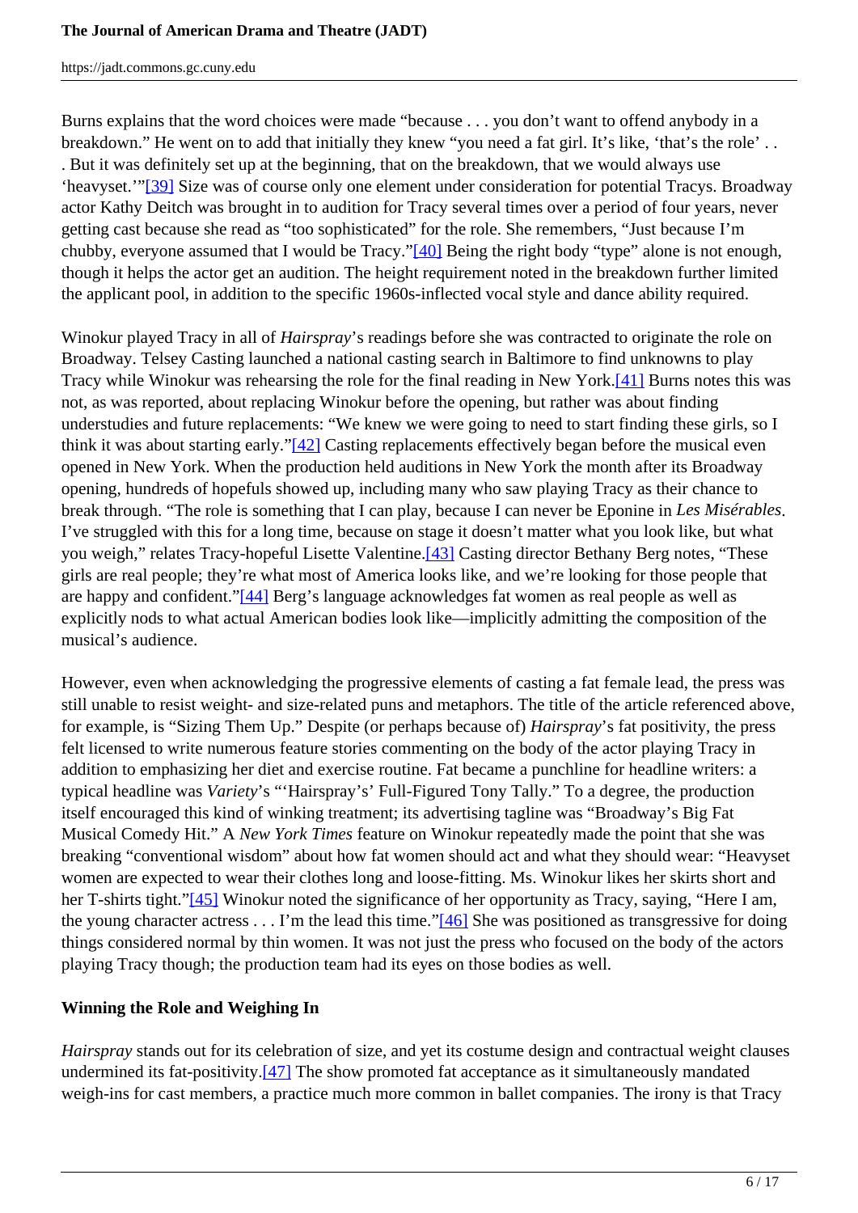Burns explains that the word choices were made "because . . . you don't want to offend anybody in a breakdown." He went on to add that initially they knew "you need a fat girl. It's like, 'that's the role' . . . But it was definitely set up at the beginning, that on the breakdown, that we would always use 'heavyset.'"[39] Size was of course only one element under consideration for potential Tracys. Broadway actor Kathy Deitch was brought in to audition for Tracy several times over a period of four years, never getting cast because she read as "too sophisticated" for the role. She remembers, "Just because I'm chubby, everyone assumed that I would be Tracy."[40] Being the right body "type" alone is not enough, though it helps the actor get an audition. The height requirement noted in the breakdown further limited the applicant pool, in addition to the specific 1960s-inflected vocal style and dance ability required.

Winokur played Tracy in all of *Hairspray*'s readings before she was contracted to originate the role on Broadway. Telsey Casting launched a national casting search in Baltimore to find unknowns to play Tracy while Winokur was rehearsing the role for the final reading in New York.[41] Burns notes this was not, as was reported, about replacing Winokur before the opening, but rather was about finding understudies and future replacements: "We knew we were going to need to start finding these girls, so I think it was about starting early."[42] Casting replacements effectively began before the musical even opened in New York. When the production held auditions in New York the month after its Broadway opening, hundreds of hopefuls showed up, including many who saw playing Tracy as their chance to break through. "The role is something that I can play, because I can never be Eponine in *Les Misérables*. I've struggled with this for a long time, because on stage it doesn't matter what you look like, but what you weigh," relates Tracy-hopeful Lisette Valentine.[43] Casting director Bethany Berg notes, "These girls are real people; they're what most of America looks like, and we're looking for those people that are happy and confident."[44] Berg's language acknowledges fat women as real people as well as explicitly nods to what actual American bodies look like—implicitly admitting the composition of the musical's audience.

However, even when acknowledging the progressive elements of casting a fat female lead, the press was still unable to resist weight- and size-related puns and metaphors. The title of the article referenced above, for example, is "Sizing Them Up." Despite (or perhaps because of) *Hairspray*'s fat positivity, the press felt licensed to write numerous feature stories commenting on the body of the actor playing Tracy in addition to emphasizing her diet and exercise routine. Fat became a punchline for headline writers: a typical headline was *Variety*'s "'Hairspray's' Full-Figured Tony Tally." To a degree, the production itself encouraged this kind of winking treatment; its advertising tagline was "Broadway's Big Fat Musical Comedy Hit." A *New York Times* feature on Winokur repeatedly made the point that she was breaking "conventional wisdom" about how fat women should act and what they should wear: "Heavyset women are expected to wear their clothes long and loose-fitting. Ms. Winokur likes her skirts short and her T-shirts tight."[45] Winokur noted the significance of her opportunity as Tracy, saying, "Here I am, the young character actress . . . I'm the lead this time."[46] She was positioned as transgressive for doing things considered normal by thin women. It was not just the press who focused on the body of the actors playing Tracy though; the production team had its eyes on those bodies as well.

## Winning the Role and Weighing In

*Hairspray* stands out for its celebration of size, and yet its costume design and contractual weight clauses undermined its fat-positivity.[47] The show promoted fat acceptance as it simultaneously mandated weigh-ins for cast members, a practice much more common in ballet companies. The irony is that Tracy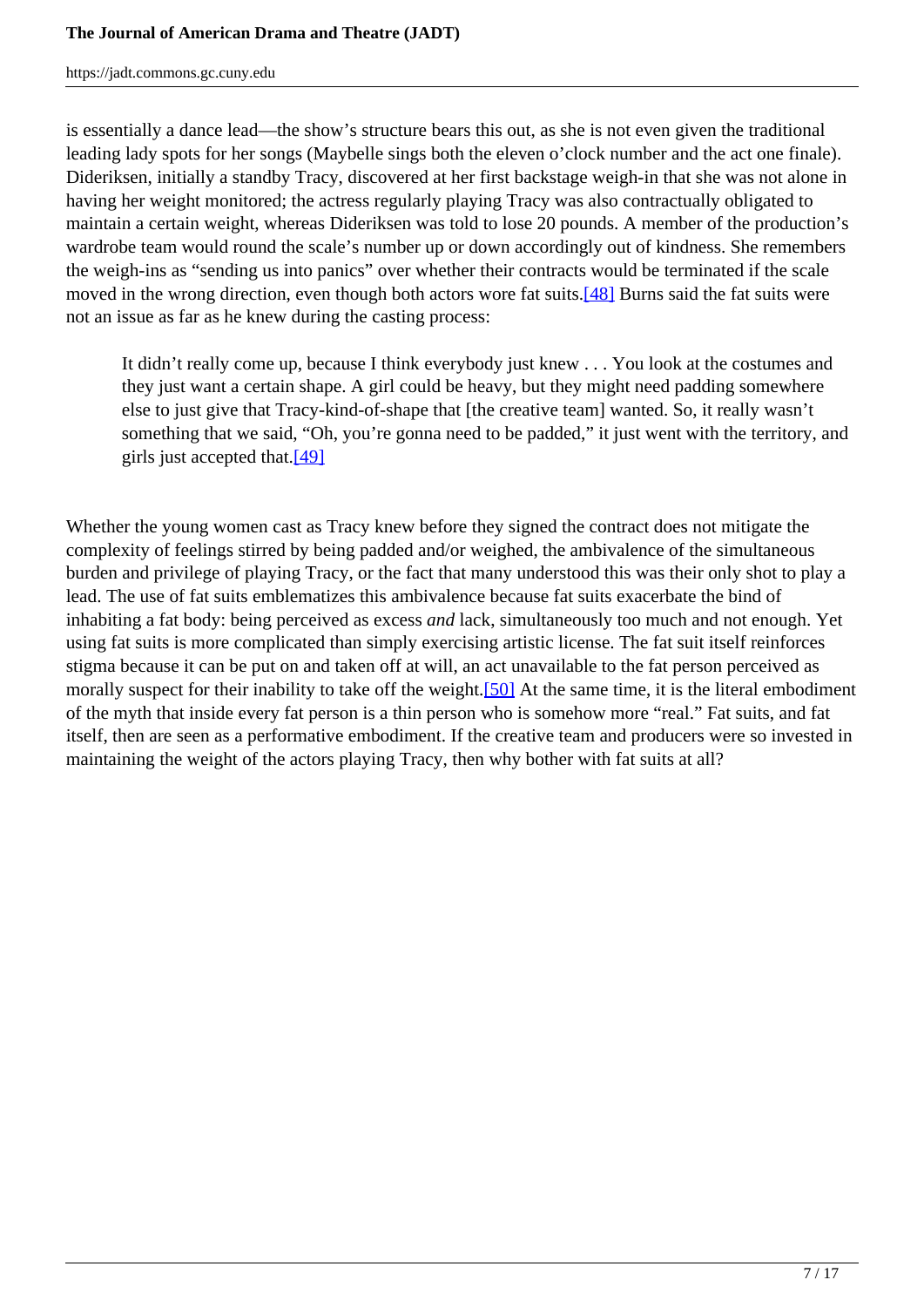is essentially a dance lead—the show's structure bears this out, as she is not even given the traditional leading lady spots for her songs (Maybelle sings both the eleven o'clock number and the act one finale). Dideriksen, initially a standby Tracy, discovered at her first backstage weigh-in that she was not alone in having her weight monitored; the actress regularly playing Tracy was also contractually obligated to maintain a certain weight, whereas Dideriksen was told to lose 20 pounds. A member of the production's wardrobe team would round the scale's number up or down accordingly out of kindness. She remembers the weigh-ins as "sending us into panics" over whether their contracts would be terminated if the scale moved in the wrong direction, even though both actors wore fat suits.[48] Burns said the fat suits were not an issue as far as he knew during the casting process:

> It didn't really come up, because I think everybody just knew . . . You look at the costumes and they just want a certain shape. A girl could be heavy, but they might need padding somewhere else to just give that Tracy-kind-of-shape that [the creative team] wanted. So, it really wasn't something that we said, "Oh, you're gonna need to be padded," it just went with the territory, and girls just accepted that.[49]

Whether the young women cast as Tracy knew before they signed the contract does not mitigate the complexity of feelings stirred by being padded and/or weighed, the ambivalence of the simultaneous burden and privilege of playing Tracy, or the fact that many understood this was their only shot to play a lead. The use of fat suits emblematizes this ambivalence because fat suits exacerbate the bind of inhabiting a fat body: being perceived as excess *and* lack, simultaneously too much and not enough. Yet using fat suits is more complicated than simply exercising artistic license. The fat suit itself reinforces stigma because it can be put on and taken off at will, an act unavailable to the fat person perceived as morally suspect for their inability to take off the weight.[50] At the same time, it is the literal embodiment of the myth that inside every fat person is a thin person who is somehow more "real." Fat suits, and fat itself, then are seen as a performative embodiment. If the creative team and producers were so invested in maintaining the weight of the actors playing Tracy, then why bother with fat suits at all?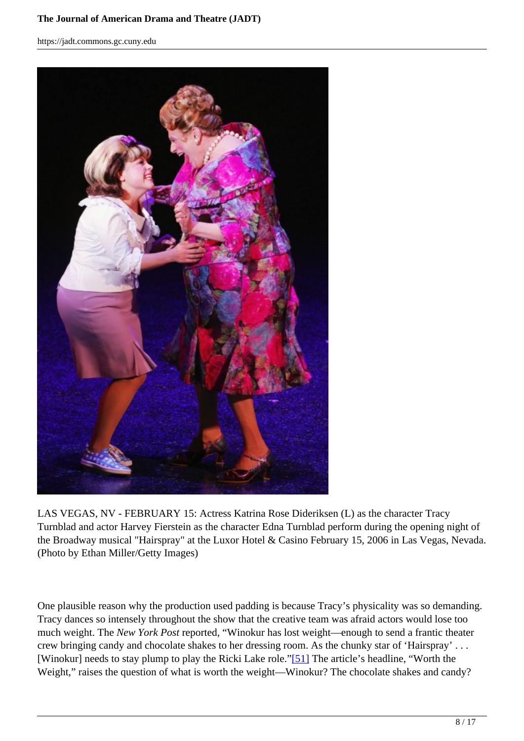LAS VEGAS, NV - FEBRUARY 15: Actress Katrina Rose Dideriksen (L) as the character Tracy Turnblad and actor Harvey Fierstein as the character Edna Turnblad perform during the opening night of the Broadway musical "Hairspray" at the Luxor Hotel & Casino February 15, 2006 in Las Vegas, Nevada. (Photo by Ethan Miller/Getty Images)

One plausible reason why the production used padding is because Tracy's physicality was so demanding. Tracy dances so intensely throughout the show that the creative team was afraid actors would lose too much weight. The *New York Post* reported, "Winokur has lost weight—enough to send a frantic theater crew bringing candy and chocolate shakes to her dressing room. As the chunky star of 'Hairspray' . . . [Winokur] needs to stay plump to play the Ricki Lake role."[51] The article's headline, "Worth the Weight," raises the question of what is worth the weight—Winokur? The chocolate shakes and candy?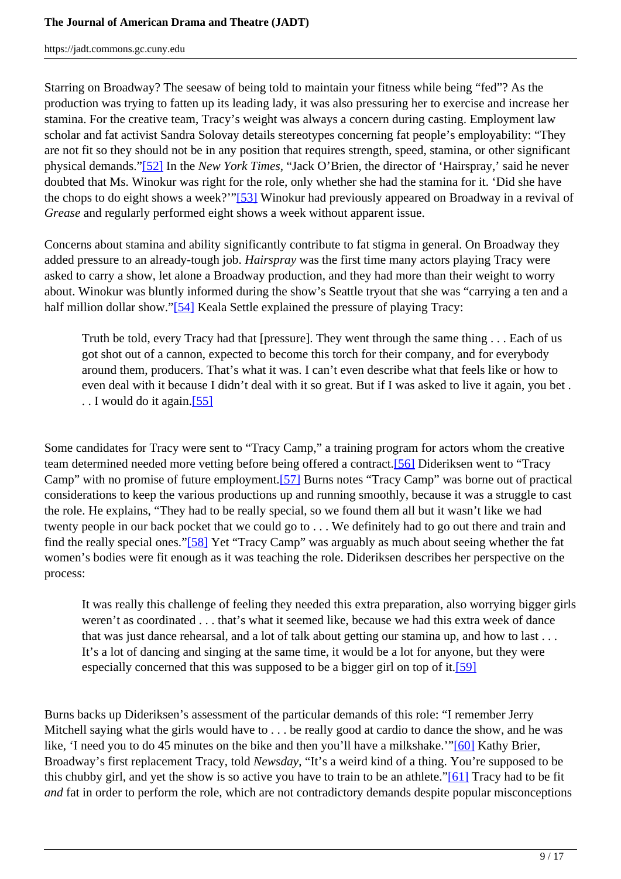Starring on Broadway? The seesaw of being told to maintain your fitness while being "fed"? As the production was trying to fatten up its leading lady, it was also pressuring her to exercise and increase her stamina. For the creative team, Tracy's weight was always a concern during casting. Employment law scholar and fat activist Sandra Solovay details stereotypes concerning fat people's employability: "They are not fit so they should not be in any position that requires strength, speed, stamina, or other significant physical demands."[52] In the *New York Times*, "Jack O'Brien, the director of 'Hairspray,' said he never doubted that Ms. Winokur was right for the role, only whether she had the stamina for it. 'Did she have the chops to do eight shows a week?'"[53] Winokur had previously appeared on Broadway in a revival of *Grease* and regularly performed eight shows a week without apparent issue.

Concerns about stamina and ability significantly contribute to fat stigma in general. On Broadway they added pressure to an already-tough job. *Hairspray* was the first time many actors playing Tracy were asked to carry a show, let alone a Broadway production, and they had more than their weight to worry about. Winokur was bluntly informed during the show's Seattle tryout that she was "carrying a ten and a half million dollar show."[54] Keala Settle explained the pressure of playing Tracy:

> Truth be told, every Tracy had that [pressure]. They went through the same thing . . . Each of us got shot out of a cannon, expected to become this torch for their company, and for everybody around them, producers. That's what it was. I can't even describe what that feels like or how to even deal with it because I didn't deal with it so great. But if I was asked to live it again, you bet . . . I would do it again.[55]

Some candidates for Tracy were sent to "Tracy Camp," a training program for actors whom the creative team determined needed more vetting before being offered a contract.[56] Dideriksen went to "Tracy Camp" with no promise of future employment.[57] Burns notes "Tracy Camp" was borne out of practical considerations to keep the various productions up and running smoothly, because it was a struggle to cast the role. He explains, "They had to be really special, so we found them all but it wasn't like we had twenty people in our back pocket that we could go to . . . We definitely had to go out there and train and find the really special ones."[58] Yet "Tracy Camp" was arguably as much about seeing whether the fat women's bodies were fit enough as it was teaching the role. Dideriksen describes her perspective on the process:

> It was really this challenge of feeling they needed this extra preparation, also worrying bigger girls weren't as coordinated . . . that's what it seemed like, because we had this extra week of dance that was just dance rehearsal, and a lot of talk about getting our stamina up, and how to last . . . It's a lot of dancing and singing at the same time, it would be a lot for anyone, but they were especially concerned that this was supposed to be a bigger girl on top of it.[59]

Burns backs up Dideriksen's assessment of the particular demands of this role: "I remember Jerry Mitchell saying what the girls would have to . . . be really good at cardio to dance the show, and he was like, 'I need you to do 45 minutes on the bike and then you'll have a milkshake.'"[60] Kathy Brier, Broadway's first replacement Tracy, told *Newsday*, "It's a weird kind of a thing. You're supposed to be this chubby girl, and yet the show is so active you have to train to be an athlete."[61] Tracy had to be fit *and* fat in order to perform the role, which are not contradictory demands despite popular misconceptions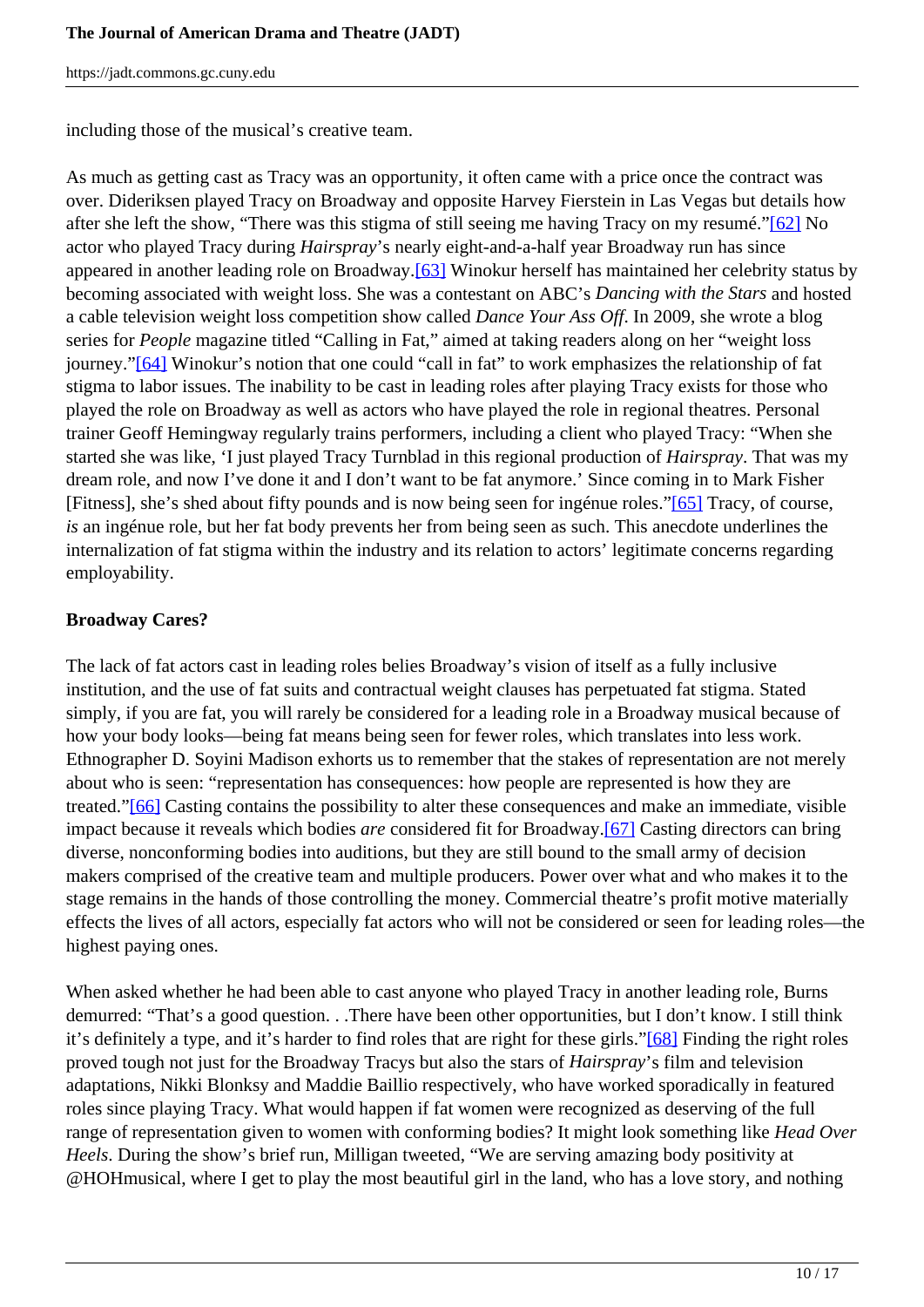including those of the musical's creative team.

As much as getting cast as Tracy was an opportunity, it often came with a price once the contract was over. Dideriksen played Tracy on Broadway and opposite Harvey Fierstein in Las Vegas but details how after she left the show, "There was this stigma of still seeing me having Tracy on my resumé."[62] No actor who played Tracy during *Hairspray*'s nearly eight-and-a-half year Broadway run has since appeared in another leading role on Broadway.[63] Winokur herself has maintained her celebrity status by becoming associated with weight loss. She was a contestant on ABC's *Dancing with the Stars* and hosted a cable television weight loss competition show called *Dance Your Ass Off*. In 2009, she wrote a blog series for *People* magazine titled "Calling in Fat," aimed at taking readers along on her "weight loss journey."[64] Winokur's notion that one could "call in fat" to work emphasizes the relationship of fat stigma to labor issues. The inability to be cast in leading roles after playing Tracy exists for those who played the role on Broadway as well as actors who have played the role in regional theatres. Personal trainer Geoff Hemingway regularly trains performers, including a client who played Tracy: "When she started she was like, 'I just played Tracy Turnblad in this regional production of *Hairspray*. That was my dream role, and now I've done it and I don't want to be fat anymore.' Since coming in to Mark Fisher [Fitness], she's shed about fifty pounds and is now being seen for ingénue roles."[65] Tracy, of course, *is* an ingénue role, but her fat body prevents her from being seen as such. This anecdote underlines the internalization of fat stigma within the industry and its relation to actors' legitimate concerns regarding employability.

**Broadway Cares?**

The lack of fat actors cast in leading roles belies Broadway's vision of itself as a fully inclusive institution, and the use of fat suits and contractual weight clauses has perpetuated fat stigma. Stated simply, if you are fat, you will rarely be considered for a leading role in a Broadway musical because of how your body looks—being fat means being seen for fewer roles, which translates into less work. Ethnographer D. Soyini Madison exhorts us to remember that the stakes of representation are not merely about who is seen: "representation has consequences: how people are represented is how they are treated."[66] Casting contains the possibility to alter these consequences and make an immediate, visible impact because it reveals which bodies *are* considered fit for Broadway.[67] Casting directors can bring diverse, nonconforming bodies into auditions, but they are still bound to the small army of decision makers comprised of the creative team and multiple producers. Power over what and who makes it to the stage remains in the hands of those controlling the money. Commercial theatre's profit motive materially effects the lives of all actors, especially fat actors who will not be considered or seen for leading roles—the highest paying ones.

When asked whether he had been able to cast anyone who played Tracy in another leading role, Burns demurred: "That's a good question. . .There have been other opportunities, but I don't know. I still think it's definitely a type, and it's harder to find roles that are right for these girls."[68] Finding the right roles proved tough not just for the Broadway Tracys but also the stars of *Hairspray*'s film and television adaptations, Nikki Blonksy and Maddie Baillio respectively, who have worked sporadically in featured roles since playing Tracy. What would happen if fat women were recognized as deserving of the full range of representation given to women with conforming bodies? It might look something like *Head Over Heels*. During the show's brief run, Milligan tweeted, "We are serving amazing body positivity at @HOHmusical, where I get to play the most beautiful girl in the land, who has a love story, and nothing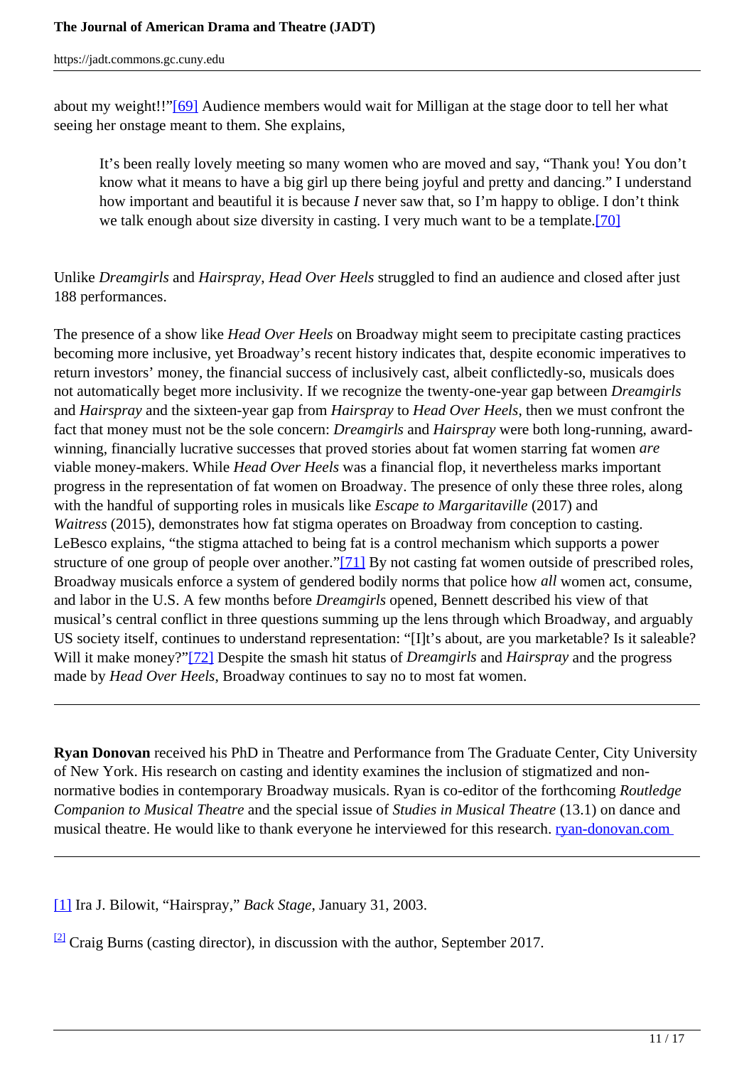about my weight!!"[69] Audience members would wait for Milligan at the stage door to tell her what seeing her onstage meant to them. She explains,

> It's been really lovely meeting so many women who are moved and say, "Thank you! You don't know what it means to have a big girl up there being joyful and pretty and dancing." I understand how important and beautiful it is because *I* never saw that, so I'm happy to oblige. I don't think we talk enough about size diversity in casting. I very much want to be a template.[70]

Unlike *Dreamgirls* and *Hairspray*, *Head Over Heels* struggled to find an audience and closed after just 188 performances.

The presence of a show like *Head Over Heels* on Broadway might seem to precipitate casting practices becoming more inclusive, yet Broadway's recent history indicates that, despite economic imperatives to return investors' money, the financial success of inclusively cast, albeit conflictedly-so, musicals does not automatically beget more inclusivity. If we recognize the twenty-one-year gap between *Dreamgirls* and *Hairspray* and the sixteen-year gap from *Hairspray* to *Head Over Heels*, then we must confront the fact that money must not be the sole concern: *Dreamgirls* and *Hairspray* were both long-running, award-winning, financially lucrative successes that proved stories about fat women starring fat women *are* viable money-makers. While *Head Over Heels* was a financial flop, it nevertheless marks important progress in the representation of fat women on Broadway. The presence of only these three roles, along with the handful of supporting roles in musicals like *Escape to Margaritaville* (2017) and *Waitress* (2015), demonstrates how fat stigma operates on Broadway from conception to casting. LeBesco explains, "the stigma attached to being fat is a control mechanism which supports a power structure of one group of people over another."[71] By not casting fat women outside of prescribed roles, Broadway musicals enforce a system of gendered bodily norms that police how *all* women act, consume, and labor in the U.S. A few months before *Dreamgirls* opened, Bennett described his view of that musical's central conflict in three questions summing up the lens through which Broadway, and arguably US society itself, continues to understand representation: "[I]t's about, are you marketable? Is it saleable? Will it make money?"[72] Despite the smash hit status of *Dreamgirls* and *Hairspray* and the progress made by *Head Over Heels*, Broadway continues to say no to most fat women.

---

**Ryan Donovan** received his PhD in Theatre and Performance from The Graduate Center, City University of New York. His research on casting and identity examines the inclusion of stigmatized and non-normative bodies in contemporary Broadway musicals. Ryan is co-editor of the forthcoming *Routledge Companion to Musical Theatre* and the special issue of *Studies in Musical Theatre* (13.1) on dance and musical theatre. He would like to thank everyone he interviewed for this research. ryan-donovan.com

---

[1] Ira J. Bilowit, "Hairspray," *Back Stage*, January 31, 2003.

[2] Craig Burns (casting director), in discussion with the author, September 2017.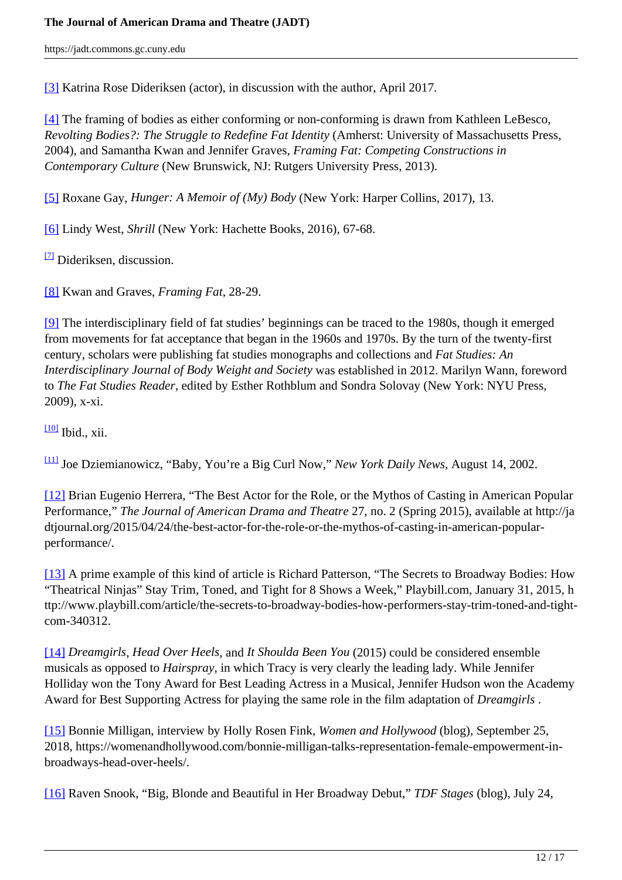[3] Katrina Rose Dideriksen (actor), in discussion with the author, April 2017.

[4] The framing of bodies as either conforming or non-conforming is drawn from Kathleen LeBesco, *Revolting Bodies?: The Struggle to Redefine Fat Identity* (Amherst: University of Massachusetts Press, 2004), and Samantha Kwan and Jennifer Graves, *Framing Fat: Competing Constructions in Contemporary Culture* (New Brunswick, NJ: Rutgers University Press, 2013).

[5] Roxane Gay, *Hunger: A Memoir of (My) Body* (New York: Harper Collins, 2017), 13.

[6] Lindy West, *Shrill* (New York: Hachette Books, 2016), 67-68.

[7] Dideriksen, discussion.

[8] Kwan and Graves, *Framing Fat*, 28-29.

[9] The interdisciplinary field of fat studies' beginnings can be traced to the 1980s, though it emerged from movements for fat acceptance that began in the 1960s and 1970s. By the turn of the twenty-first century, scholars were publishing fat studies monographs and collections and *Fat Studies: An Interdisciplinary Journal of Body Weight and Society* was established in 2012. Marilyn Wann, foreword to *The Fat Studies Reader*, edited by Esther Rothblum and Sondra Solovay (New York: NYU Press, 2009), x-xi.

[10] Ibid., xii.

[11] Joe Dziemianowicz, "Baby, You're a Big Curl Now," *New York Daily News*, August 14, 2002.

[12] Brian Eugenio Herrera, "The Best Actor for the Role, or the Mythos of Casting in American Popular Performance," *The Journal of American Drama and Theatre* 27, no. 2 (Spring 2015), available at http://jadtjournal.org/2015/04/24/the-best-actor-for-the-role-or-the-mythos-of-casting-in-american-popular-performance/.

[13] A prime example of this kind of article is Richard Patterson, "The Secrets to Broadway Bodies: How "Theatrical Ninjas" Stay Trim, Toned, and Tight for 8 Shows a Week," Playbill.com, January 31, 2015, http://www.playbill.com/article/the-secrets-to-broadway-bodies-how-performers-stay-trim-toned-and-tight-com-340312.

[14] *Dreamgirls*, *Head Over Heels*, and *It Shoulda Been You* (2015) could be considered ensemble musicals as opposed to *Hairspray*, in which Tracy is very clearly the leading lady. While Jennifer Holliday won the Tony Award for Best Leading Actress in a Musical, Jennifer Hudson won the Academy Award for Best Supporting Actress for playing the same role in the film adaptation of *Dreamgirls* .

[15] Bonnie Milligan, interview by Holly Rosen Fink, *Women and Hollywood* (blog), September 25, 2018, https://womenandhollywood.com/bonnie-milligan-talks-representation-female-empowerment-in-broadways-head-over-heels/.

[16] Raven Snook, "Big, Blonde and Beautiful in Her Broadway Debut," *TDF Stages* (blog), July 24,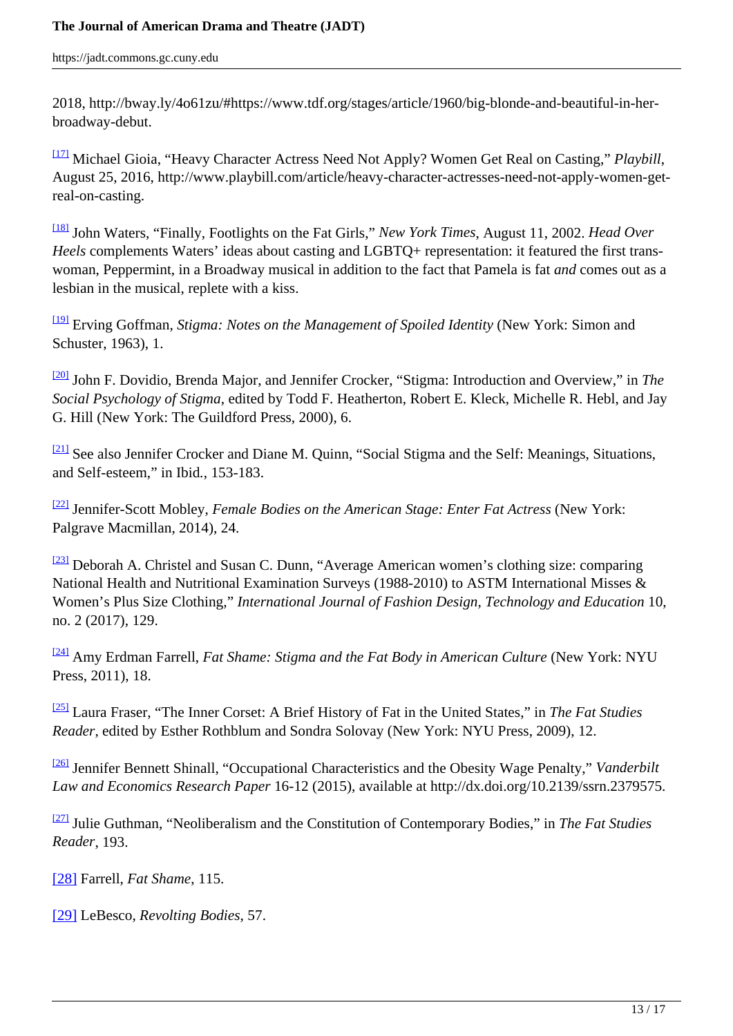2018, http://bway.ly/4o61zu/#https://www.tdf.org/stages/article/1960/big-blonde-and-beautiful-in-her-broadway-debut.

[17] Michael Gioia, “Heavy Character Actress Need Not Apply? Women Get Real on Casting,” *Playbill*, August 25, 2016, http://www.playbill.com/article/heavy-character-actresses-need-not-apply-women-get-real-on-casting.

[18] John Waters, “Finally, Footlights on the Fat Girls,” *New York Times*, August 11, 2002. *Head Over Heels* complements Waters’ ideas about casting and LGBTQ+ representation: it featured the first trans-woman, Peppermint, in a Broadway musical in addition to the fact that Pamela is fat *and* comes out as a lesbian in the musical, replete with a kiss.

[19] Erving Goffman, *Stigma: Notes on the Management of Spoiled Identity* (New York: Simon and Schuster, 1963), 1.

[20] John F. Dovidio, Brenda Major, and Jennifer Crocker, “Stigma: Introduction and Overview,” in *The Social Psychology of Stigma*, edited by Todd F. Heatherton, Robert E. Kleck, Michelle R. Hebl, and Jay G. Hill (New York: The Guildford Press, 2000), 6.

[21] See also Jennifer Crocker and Diane M. Quinn, “Social Stigma and the Self: Meanings, Situations, and Self-esteem,” in Ibid., 153-183.

[22] Jennifer-Scott Mobley, *Female Bodies on the American Stage: Enter Fat Actress* (New York: Palgrave Macmillan, 2014), 24.

[23] Deborah A. Christel and Susan C. Dunn, “Average American women’s clothing size: comparing National Health and Nutritional Examination Surveys (1988-2010) to ASTM International Misses & Women’s Plus Size Clothing,” *International Journal of Fashion Design, Technology and Education* 10, no. 2 (2017), 129.

[24] Amy Erdman Farrell, *Fat Shame: Stigma and the Fat Body in American Culture* (New York: NYU Press, 2011), 18.

[25] Laura Fraser, “The Inner Corset: A Brief History of Fat in the United States,” in *The Fat Studies Reader*, edited by Esther Rothblum and Sondra Solovay (New York: NYU Press, 2009), 12.

[26] Jennifer Bennett Shinall, “Occupational Characteristics and the Obesity Wage Penalty,” *Vanderbilt Law and Economics Research Paper* 16-12 (2015), available at http://dx.doi.org/10.2139/ssrn.2379575.

[27] Julie Guthman, “Neoliberalism and the Constitution of Contemporary Bodies,” in *The Fat Studies Reader*, 193.

[28] Farrell, *Fat Shame*, 115.

[29] LeBesco, *Revolting Bodies*, 57.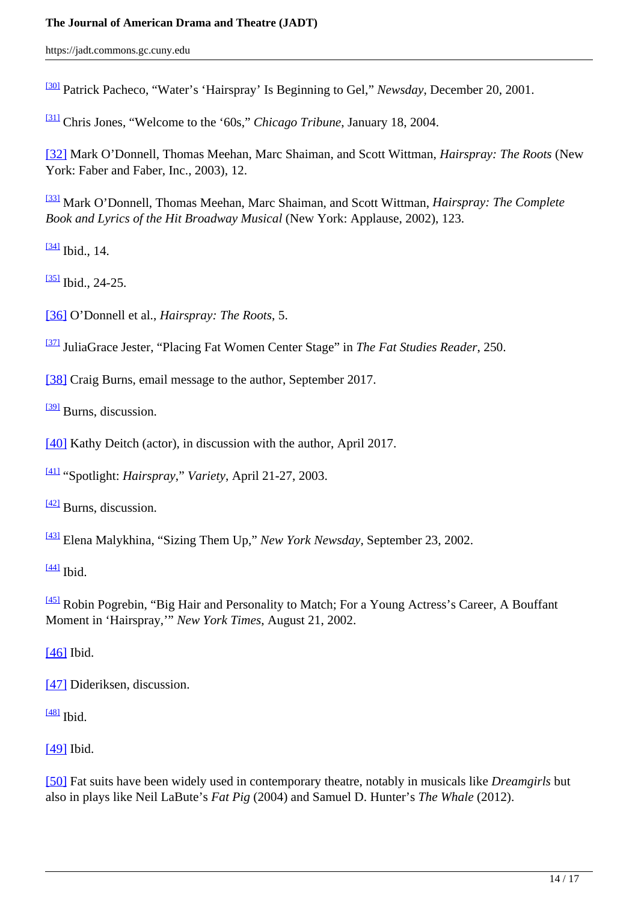[30] Patrick Pacheco, “Water’s ‘Hairspray’ Is Beginning to Gel,” *Newsday*, December 20, 2001.

[31] Chris Jones, “Welcome to the ‘60s,” *Chicago Tribune*, January 18, 2004.

[32] Mark O’Donnell, Thomas Meehan, Marc Shaiman, and Scott Wittman, *Hairspray: The Roots* (New York: Faber and Faber, Inc., 2003), 12.

[33] Mark O’Donnell, Thomas Meehan, Marc Shaiman, and Scott Wittman, *Hairspray: The Complete Book and Lyrics of the Hit Broadway Musical* (New York: Applause, 2002), 123.

[34] Ibid., 14.

[35] Ibid., 24-25.

[36] O’Donnell et al., *Hairspray: The Roots*, 5.

[37] JuliaGrace Jester, “Placing Fat Women Center Stage” in *The Fat Studies Reader*, 250.

[38] Craig Burns, email message to the author, September 2017.

[39] Burns, discussion.

[40] Kathy Deitch (actor), in discussion with the author, April 2017.

[41] “Spotlight: *Hairspray*,” *Variety*, April 21-27, 2003.

[42] Burns, discussion.

[43] Elena Malykhina, “Sizing Them Up,” *New York Newsday*, September 23, 2002.

[44] Ibid.

[45] Robin Pogrebin, “Big Hair and Personality to Match; For a Young Actress’s Career, A Bouffant Moment in ‘Hairspray,’” *New York Times*, August 21, 2002.

[46] Ibid.

[47] Dideriksen, discussion.

[48] Ibid.

[49] Ibid.

[50] Fat suits have been widely used in contemporary theatre, notably in musicals like *Dreamgirls* but also in plays like Neil LaBute’s *Fat Pig* (2004) and Samuel D. Hunter’s *The Whale* (2012).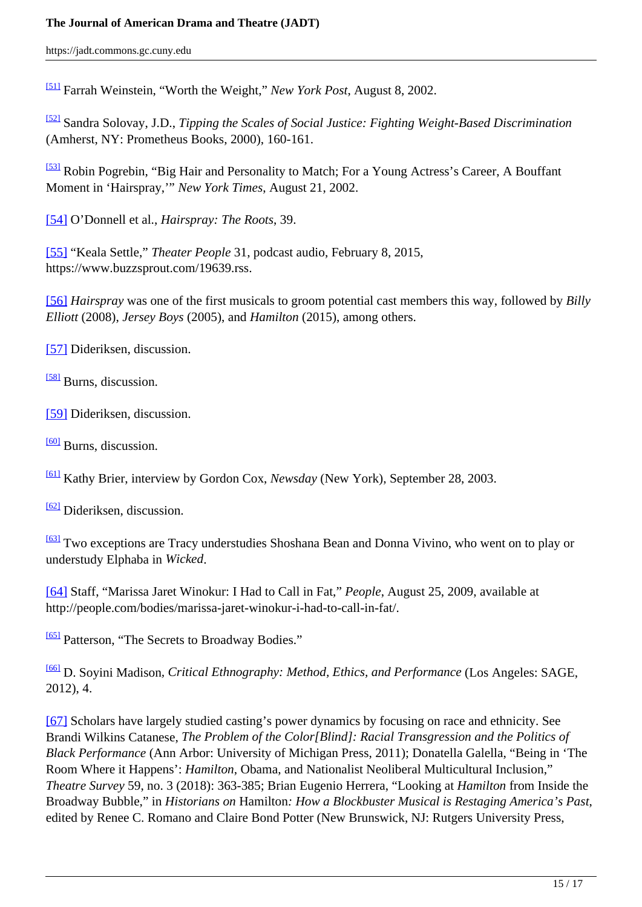[51] Farrah Weinstein, "Worth the Weight," *New York Post*, August 8, 2002.

[52] Sandra Solovay, J.D., *Tipping the Scales of Social Justice: Fighting Weight-Based Discrimination* (Amherst, NY: Prometheus Books, 2000), 160-161.

[53] Robin Pogrebin, "Big Hair and Personality to Match; For a Young Actress's Career, A Bouffant Moment in 'Hairspray,'" *New York Times*, August 21, 2002.

[54] O'Donnell et al., *Hairspray: The Roots*, 39.

[55] "Keala Settle," *Theater People* 31, podcast audio, February 8, 2015, https://www.buzzsprout.com/19639.rss.

[56] *Hairspray* was one of the first musicals to groom potential cast members this way, followed by *Billy Elliott* (2008), *Jersey Boys* (2005), and *Hamilton* (2015), among others.

[57] Dideriksen, discussion.

[58] Burns, discussion.

[59] Dideriksen, discussion.

[60] Burns, discussion.

[61] Kathy Brier, interview by Gordon Cox, *Newsday* (New York), September 28, 2003.

[62] Dideriksen, discussion.

[63] Two exceptions are Tracy understudies Shoshana Bean and Donna Vivino, who went on to play or understudy Elphaba in *Wicked*.

[64] Staff, "Marissa Jaret Winokur: I Had to Call in Fat," *People*, August 25, 2009, available at http://people.com/bodies/marissa-jaret-winokur-i-had-to-call-in-fat/.

[65] Patterson, "The Secrets to Broadway Bodies."

[66] D. Soyini Madison, *Critical Ethnography: Method, Ethics, and Performance* (Los Angeles: SAGE, 2012), 4.

[67] Scholars have largely studied casting's power dynamics by focusing on race and ethnicity. See Brandi Wilkins Catanese, *The Problem of the Color[Blind]: Racial Transgression and the Politics of Black Performance* (Ann Arbor: University of Michigan Press, 2011); Donatella Galella, "Being in 'The Room Where it Happens': *Hamilton*, Obama, and Nationalist Neoliberal Multicultural Inclusion," *Theatre Survey* 59, no. 3 (2018): 363-385; Brian Eugenio Herrera, "Looking at *Hamilton* from Inside the Broadway Bubble," in *Historians on* Hamilton*: How a Blockbuster Musical is Restaging America's Past*, edited by Renee C. Romano and Claire Bond Potter (New Brunswick, NJ: Rutgers University Press,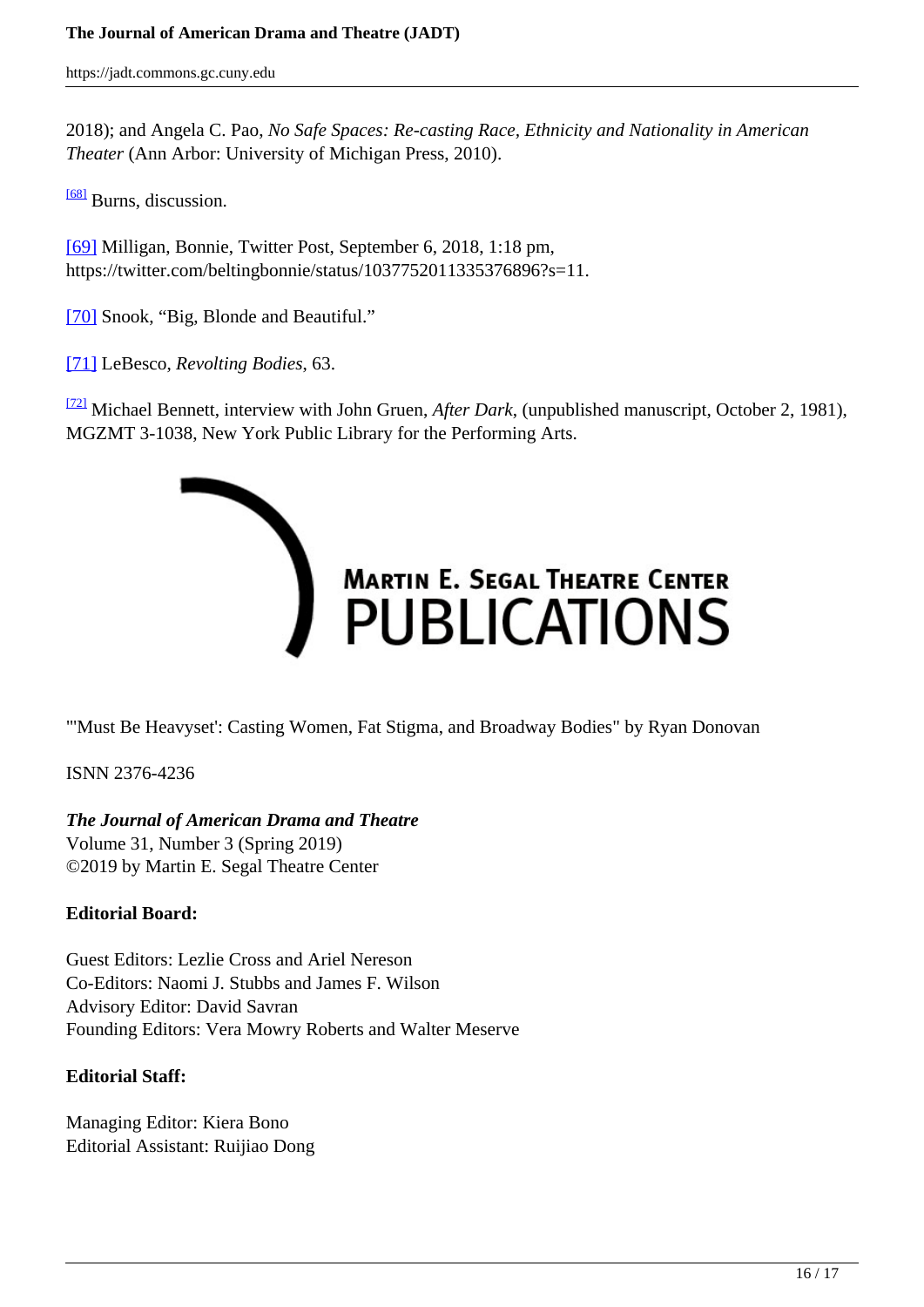2018); and Angela C. Pao, *No Safe Spaces: Re-casting Race, Ethnicity and Nationality in American Theater* (Ann Arbor: University of Michigan Press, 2010).

[68] Burns, discussion.

[69] Milligan, Bonnie, Twitter Post, September 6, 2018, 1:18 pm, https://twitter.com/beltingbonnie/status/1037752011335376896?s=11.

[70] Snook, "Big, Blonde and Beautiful."

[71] LeBesco, *Revolting Bodies*, 63.

[72] Michael Bennett, interview with John Gruen, *After Dark*, (unpublished manuscript, October 2, 1981), MGZMT 3-1038, New York Public Library for the Performing Arts.

MARTIN E. SEGAL THEATRE CENTER PUBLICATIONS

"'Must Be Heavyset': Casting Women, Fat Stigma, and Broadway Bodies" by Ryan Donovan

ISNN 2376-4236

***The Journal of American Drama and Theatre***
Volume 31, Number 3 (Spring 2019)
©2019 by Martin E. Segal Theatre Center

**Editorial Board:**

Guest Editors: Lezlie Cross and Ariel Nereson
Co-Editors: Naomi J. Stubbs and James F. Wilson
Advisory Editor: David Savran
Founding Editors: Vera Mowry Roberts and Walter Meserve

**Editorial Staff:**

Managing Editor: Kiera Bono
Editorial Assistant: Ruijiao Dong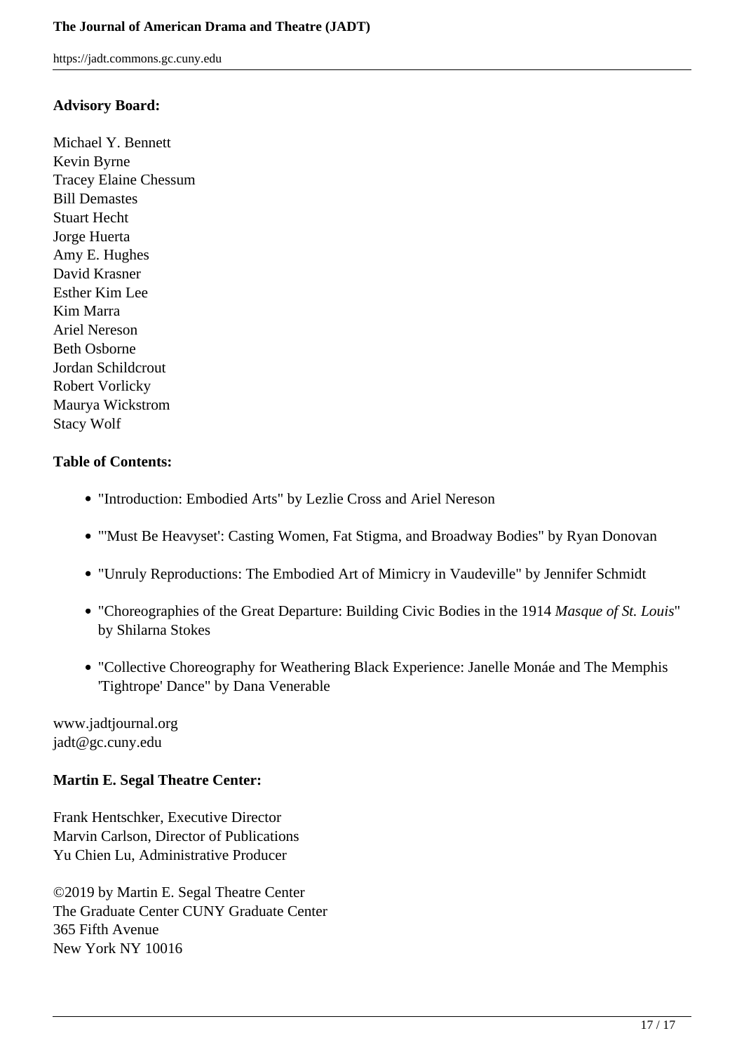**Advisory Board:**

Michael Y. Bennett
Kevin Byrne
Tracey Elaine Chessum
Bill Demastes
Stuart Hecht
Jorge Huerta
Amy E. Hughes
David Krasner
Esther Kim Lee
Kim Marra
Ariel Nereson
Beth Osborne
Jordan Schildcrout
Robert Vorlicky
Maurya Wickstrom
Stacy Wolf

**Table of Contents:**

- "Introduction: Embodied Arts" by Lezlie Cross and Ariel Nereson
- "'Must Be Heavyset': Casting Women, Fat Stigma, and Broadway Bodies" by Ryan Donovan
- "Unruly Reproductions: The Embodied Art of Mimicry in Vaudeville" by Jennifer Schmidt
- "Choreographies of the Great Departure: Building Civic Bodies in the 1914 *Masque of St. Louis*" by Shilarna Stokes
- "Collective Choreography for Weathering Black Experience: Janelle Monáe and The Memphis 'Tightrope' Dance" by Dana Venerable

www.jadtjournal.org
jadt@gc.cuny.edu

**Martin E. Segal Theatre Center:**

Frank Hentschker, Executive Director
Marvin Carlson, Director of Publications
Yu Chien Lu, Administrative Producer

©2019 by Martin E. Segal Theatre Center
The Graduate Center CUNY Graduate Center
365 Fifth Avenue
New York NY 10016